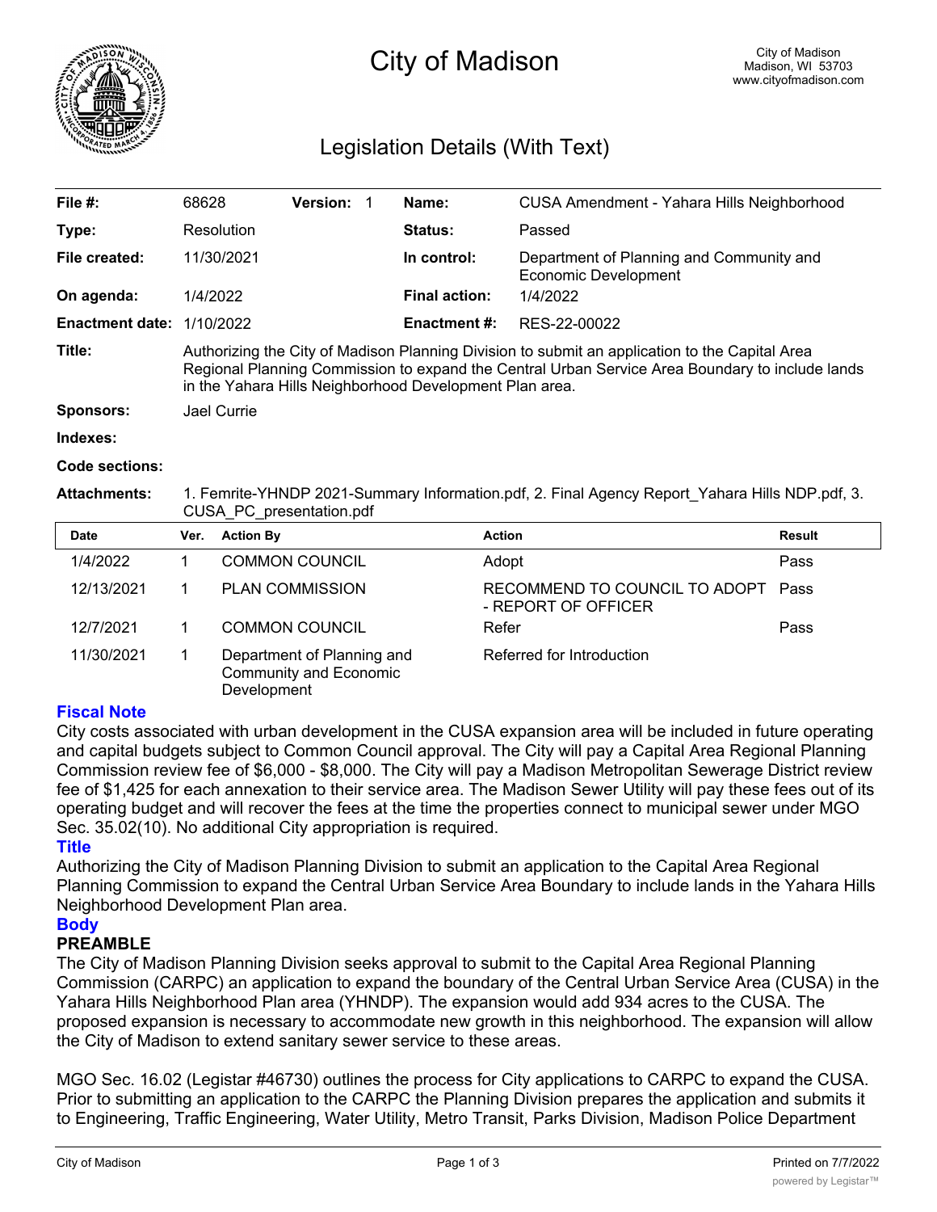# City of Madison

City of Madison
Madison, WI 53703
www.cityofmadison.com

## Legislation Details (With Text)

| | | | | | |
|---|---|---|---|---|---|
| **File #:** | 68628 | **Version:** 1 | | **Name:** | CUSA Amendment - Yahara Hills Neighborhood |
| **Type:** | Resolution | | | **Status:** | Passed |
| **File created:** | 11/30/2021 | | | **In control:** | Department of Planning and Community and Economic Development |
| **On agenda:** | 1/4/2022 | | | **Final action:** | 1/4/2022 |
| **Enactment date:** | 1/10/2022 | | | **Enactment #:** | RES-22-00022 |

**Title:** Authorizing the City of Madison Planning Division to submit an application to the Capital Area Regional Planning Commission to expand the Central Urban Service Area Boundary to include lands in the Yahara Hills Neighborhood Development Plan area.

**Sponsors:** Jael Currie

**Indexes:**

**Code sections:**

**Attachments:** 1. Femrite-YHNDP 2021-Summary Information.pdf, 2. Final Agency Report_Yahara Hills NDP.pdf, 3. CUSA_PC_presentation.pdf

| Date | Ver. | Action By | Action | Result |
|---|---|---|---|---|
| 1/4/2022 | 1 | COMMON COUNCIL | Adopt | Pass |
| 12/13/2021 | 1 | PLAN COMMISSION | RECOMMEND TO COUNCIL TO ADOPT - REPORT OF OFFICER | Pass |
| 12/7/2021 | 1 | COMMON COUNCIL | Refer | Pass |
| 11/30/2021 | 1 | Department of Planning and Community and Economic Development | Referred for Introduction | |

### Fiscal Note

City costs associated with urban development in the CUSA expansion area will be included in future operating and capital budgets subject to Common Council approval. The City will pay a Capital Area Regional Planning Commission review fee of $6,000 - $8,000. The City will pay a Madison Metropolitan Sewerage District review fee of $1,425 for each annexation to their service area. The Madison Sewer Utility will pay these fees out of its operating budget and will recover the fees at the time the properties connect to municipal sewer under MGO Sec. 35.02(10). No additional City appropriation is required.

### Title

Authorizing the City of Madison Planning Division to submit an application to the Capital Area Regional Planning Commission to expand the Central Urban Service Area Boundary to include lands in the Yahara Hills Neighborhood Development Plan area.

### Body

**PREAMBLE**

The City of Madison Planning Division seeks approval to submit to the Capital Area Regional Planning Commission (CARPC) an application to expand the boundary of the Central Urban Service Area (CUSA) in the Yahara Hills Neighborhood Plan area (YHNDP). The expansion would add 934 acres to the CUSA. The proposed expansion is necessary to accommodate new growth in this neighborhood. The expansion will allow the City of Madison to extend sanitary sewer service to these areas.

MGO Sec. 16.02 (Legistar #46730) outlines the process for City applications to CARPC to expand the CUSA. Prior to submitting an application to the CARPC the Planning Division prepares the application and submits it to Engineering, Traffic Engineering, Water Utility, Metro Transit, Parks Division, Madison Police Department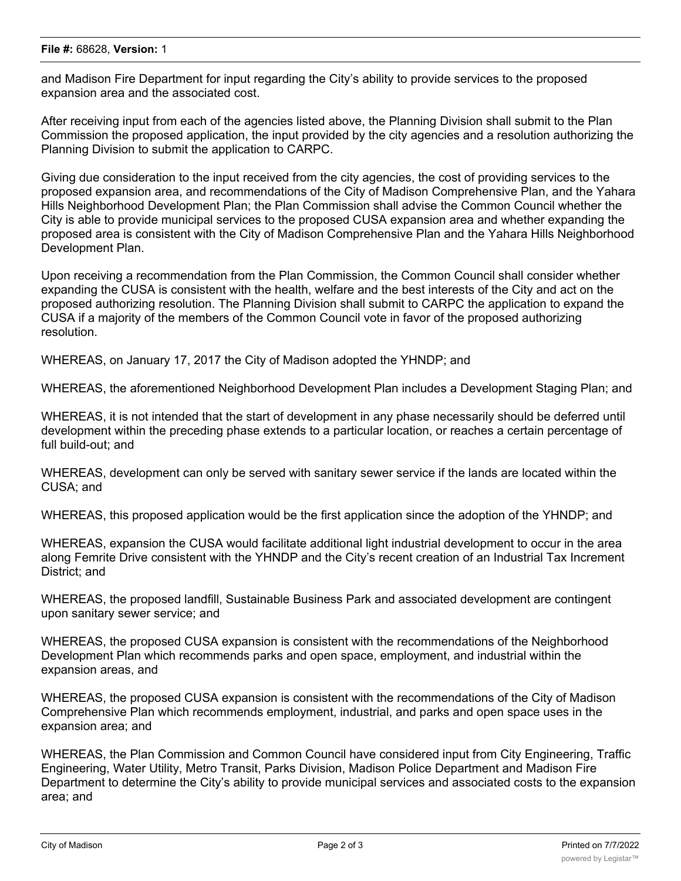and Madison Fire Department for input regarding the City's ability to provide services to the proposed expansion area and the associated cost.

After receiving input from each of the agencies listed above, the Planning Division shall submit to the Plan Commission the proposed application, the input provided by the city agencies and a resolution authorizing the Planning Division to submit the application to CARPC.

Giving due consideration to the input received from the city agencies, the cost of providing services to the proposed expansion area, and recommendations of the City of Madison Comprehensive Plan, and the Yahara Hills Neighborhood Development Plan; the Plan Commission shall advise the Common Council whether the City is able to provide municipal services to the proposed CUSA expansion area and whether expanding the proposed area is consistent with the City of Madison Comprehensive Plan and the Yahara Hills Neighborhood Development Plan.

Upon receiving a recommendation from the Plan Commission, the Common Council shall consider whether expanding the CUSA is consistent with the health, welfare and the best interests of the City and act on the proposed authorizing resolution. The Planning Division shall submit to CARPC the application to expand the CUSA if a majority of the members of the Common Council vote in favor of the proposed authorizing resolution.

WHEREAS, on January 17, 2017 the City of Madison adopted the YHNDP; and

WHEREAS, the aforementioned Neighborhood Development Plan includes a Development Staging Plan; and

WHEREAS, it is not intended that the start of development in any phase necessarily should be deferred until development within the preceding phase extends to a particular location, or reaches a certain percentage of full build-out; and

WHEREAS, development can only be served with sanitary sewer service if the lands are located within the CUSA; and

WHEREAS, this proposed application would be the first application since the adoption of the YHNDP; and

WHEREAS, expansion the CUSA would facilitate additional light industrial development to occur in the area along Femrite Drive consistent with the YHNDP and the City's recent creation of an Industrial Tax Increment District; and

WHEREAS, the proposed landfill, Sustainable Business Park and associated development are contingent upon sanitary sewer service; and

WHEREAS, the proposed CUSA expansion is consistent with the recommendations of the Neighborhood Development Plan which recommends parks and open space, employment, and industrial within the expansion areas, and

WHEREAS, the proposed CUSA expansion is consistent with the recommendations of the City of Madison Comprehensive Plan which recommends employment, industrial, and parks and open space uses in the expansion area; and

WHEREAS, the Plan Commission and Common Council have considered input from City Engineering, Traffic Engineering, Water Utility, Metro Transit, Parks Division, Madison Police Department and Madison Fire Department to determine the City's ability to provide municipal services and associated costs to the expansion area; and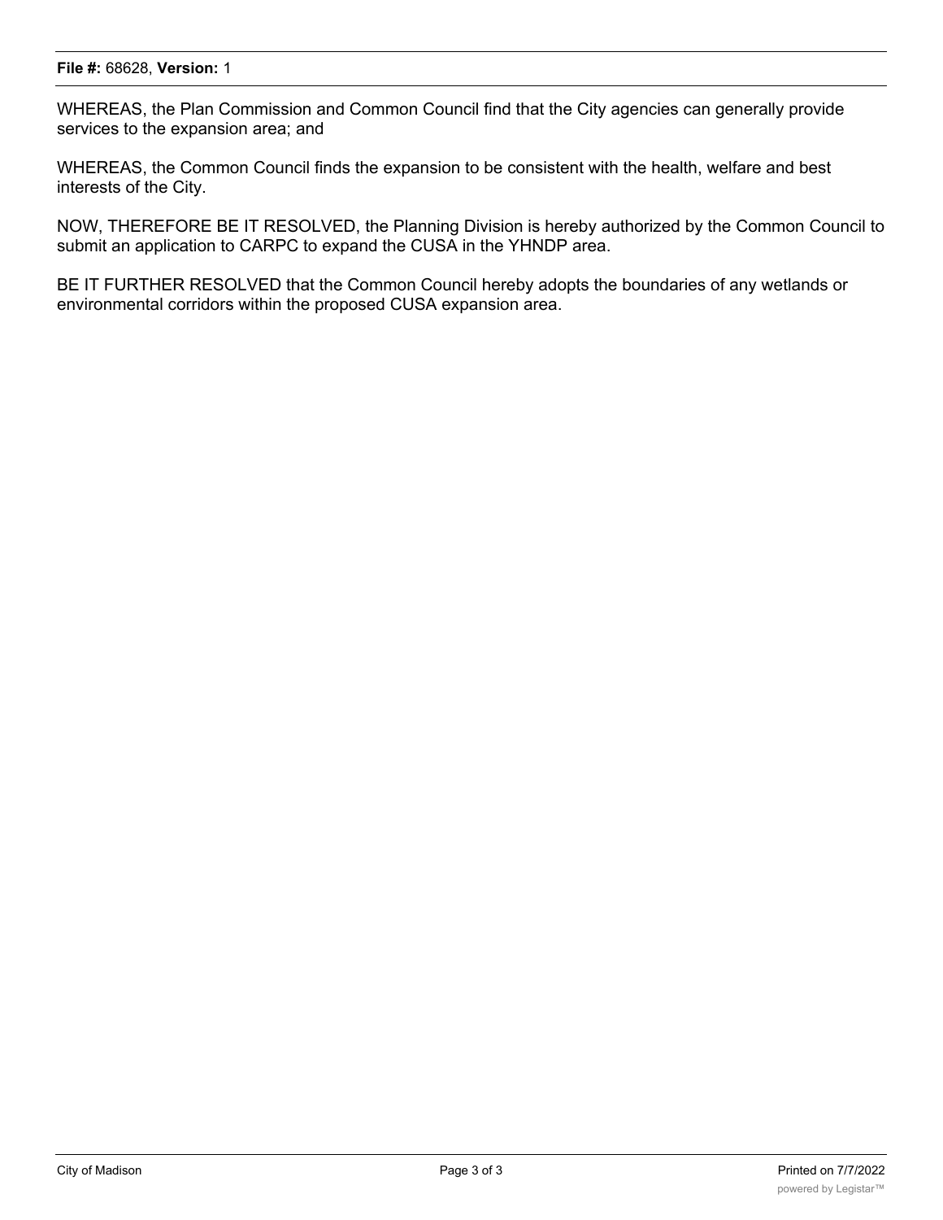WHEREAS, the Plan Commission and Common Council find that the City agencies can generally provide services to the expansion area; and

WHEREAS, the Common Council finds the expansion to be consistent with the health, welfare and best interests of the City.

NOW, THEREFORE BE IT RESOLVED, the Planning Division is hereby authorized by the Common Council to submit an application to CARPC to expand the CUSA in the YHNDP area.

BE IT FURTHER RESOLVED that the Common Council hereby adopts the boundaries of any wetlands or environmental corridors within the proposed CUSA expansion area.